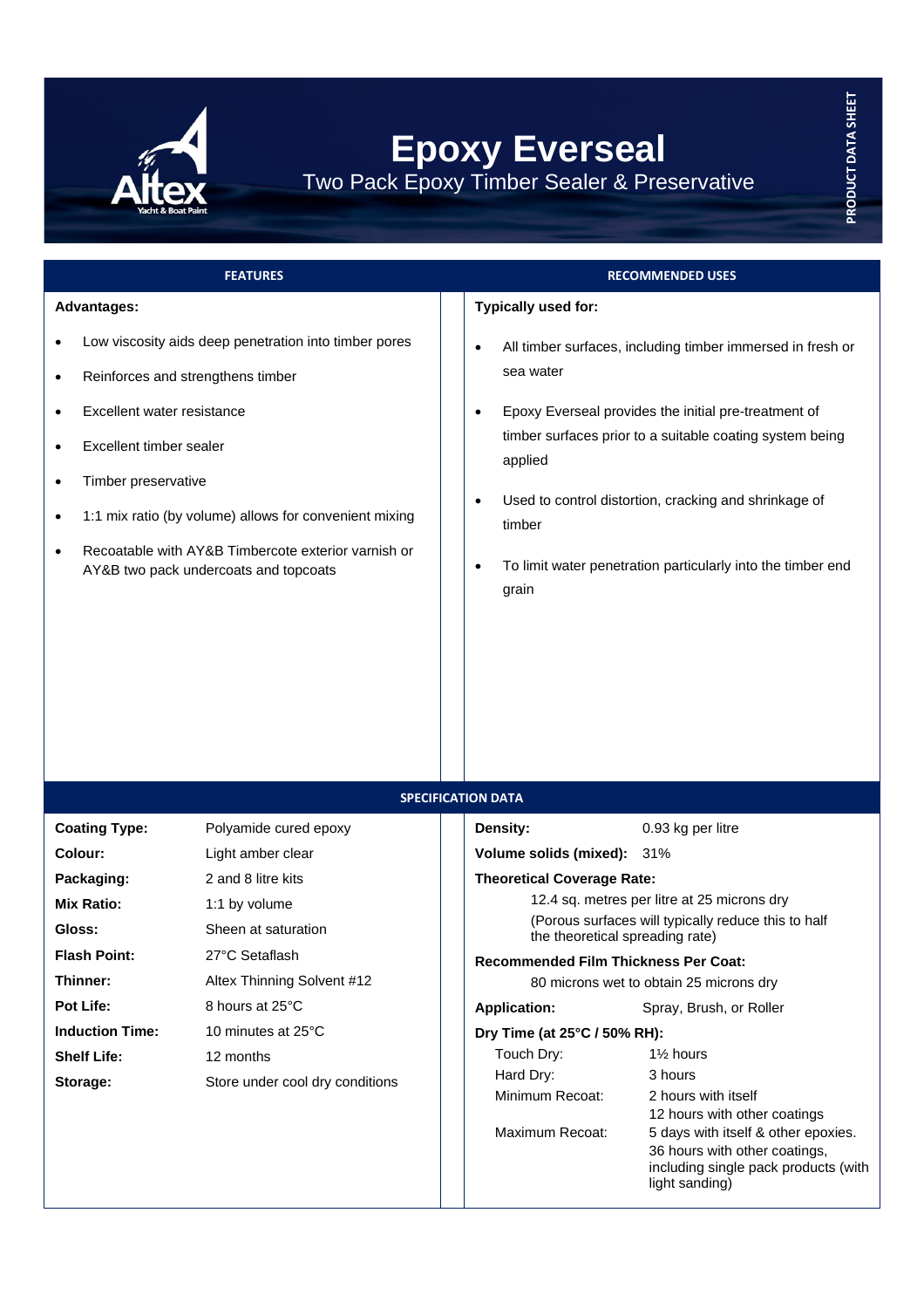# Epoxy Everseal

## Two Pack Epoxy Timber Sealer & Preservative

PRODUCT DATA SHEET

## FEATURES

**Advantages:**

- Low viscosity aids deep penetration into timber pores
- Reinforces and strengthens timber
- Excellent water resistance
- Excellent timber sealer
- Timber preservative
- 1:1 mix ratio (by volume) allows for convenient mixing
- Recoatable with AY&B Timbercote exterior varnish or AY&B two pack undercoats and topcoats

## RECOMMENDED USES

**Typically used for:**

- All timber surfaces, including timber immersed in fresh or sea water
- Epoxy Everseal provides the initial pre-treatment of timber surfaces prior to a suitable coating system being applied
- Used to control distortion, cracking and shrinkage of timber
- To limit water penetration particularly into the timber end grain

## SPECIFICATION DATA

| | |
|---|---|
| **Coating Type:** | Polyamide cured epoxy |
| **Colour:** | Light amber clear |
| **Packaging:** | 2 and 8 litre kits |
| **Mix Ratio:** | 1:1 by volume |
| **Gloss:** | Sheen at saturation |
| **Flash Point:** | 27°C Setaflash |
| **Thinner:** | Altex Thinning Solvent #12 |
| **Pot Life:** | 8 hours at 25°C |
| **Induction Time:** | 10 minutes at 25°C |
| **Shelf Life:** | 12 months |
| **Storage:** | Store under cool dry conditions |

**Density:** 0.93 kg per litre

**Volume solids (mixed):** 31%

**Theoretical Coverage Rate:**

12.4 sq. metres per litre at 25 microns dry
(Porous surfaces will typically reduce this to half the theoretical spreading rate)

**Recommended Film Thickness Per Coat:**

80 microns wet to obtain 25 microns dry

**Application:** Spray, Brush, or Roller

**Dry Time (at 25°C / 50% RH):**

| | |
|---|---|
| Touch Dry: | 1½ hours |
| Hard Dry: | 3 hours |
| Minimum Recoat: | 2 hours with itself<br>12 hours with other coatings |
| Maximum Recoat: | 5 days with itself & other epoxies.<br>36 hours with other coatings, including single pack products (with light sanding) |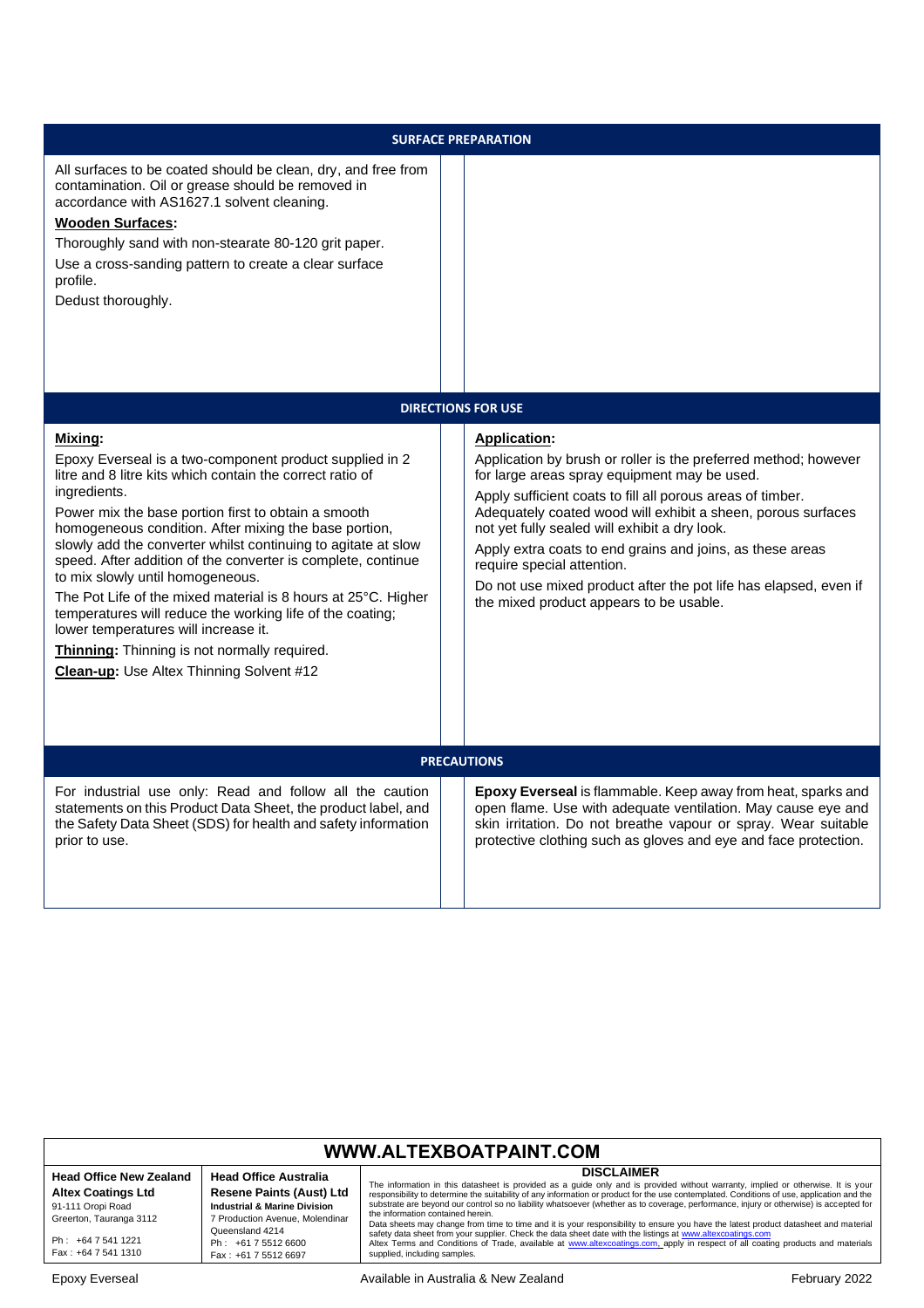## SURFACE PREPARATION

All surfaces to be coated should be clean, dry, and free from contamination. Oil or grease should be removed in accordance with AS1627.1 solvent cleaning.

**Wooden Surfaces:**

Thoroughly sand with non-stearate 80-120 grit paper.

Use a cross-sanding pattern to create a clear surface profile.

Dedust thoroughly.

## DIRECTIONS FOR USE

**Mixing:**

Epoxy Everseal is a two-component product supplied in 2 litre and 8 litre kits which contain the correct ratio of ingredients.

Power mix the base portion first to obtain a smooth homogeneous condition. After mixing the base portion, slowly add the converter whilst continuing to agitate at slow speed. After addition of the converter is complete, continue to mix slowly until homogeneous.

The Pot Life of the mixed material is 8 hours at 25°C. Higher temperatures will reduce the working life of the coating; lower temperatures will increase it.

**Thinning:** Thinning is not normally required.

**Clean-up:** Use Altex Thinning Solvent #12

**Application:**

Application by brush or roller is the preferred method; however for large areas spray equipment may be used.

Apply sufficient coats to fill all porous areas of timber. Adequately coated wood will exhibit a sheen, porous surfaces not yet fully sealed will exhibit a dry look.

Apply extra coats to end grains and joins, as these areas require special attention.

Do not use mixed product after the pot life has elapsed, even if the mixed product appears to be usable.

## PRECAUTIONS

For industrial use only: Read and follow all the caution statements on this Product Data Sheet, the product label, and the Safety Data Sheet (SDS) for health and safety information prior to use.

**Epoxy Everseal** is flammable. Keep away from heat, sparks and open flame. Use with adequate ventilation. May cause eye and skin irritation. Do not breathe vapour or spray. Wear suitable protective clothing such as gloves and eye and face protection.

## WWW.ALTEXBOATPAINT.COM

**Head Office New Zealand**
**Altex Coatings Ltd**
91-111 Oropi Road
Greerton, Tauranga 3112
Ph : +64 7 541 1221
Fax : +64 7 541 1310

**Head Office Australia**
**Resene Paints (Aust) Ltd**
**Industrial & Marine Division**
7 Production Avenue, Molendinar
Queensland 4214
Ph : +61 7 5512 6600
Fax : +61 7 5512 6697

**DISCLAIMER**

The information in this datasheet is provided as a guide only and is provided without warranty, implied or otherwise. It is your responsibility to determine the suitability of any information or product for the use contemplated. Conditions of use, application and the substrate are beyond our control so no liability whatsoever (whether as to coverage, performance, injury or otherwise) is accepted for the information contained herein.
Data sheets may change from time to time and it is your responsibility to ensure you have the latest product datasheet and material safety data sheet from your supplier. Check the data sheet date with the listings at www.altexcoatings.com
Altex Terms and Conditions of Trade, available at www.altexcoatings.com, apply in respect of all coating products and materials supplied, including samples.

Epoxy Everseal | Available in Australia & New Zealand | February 2022